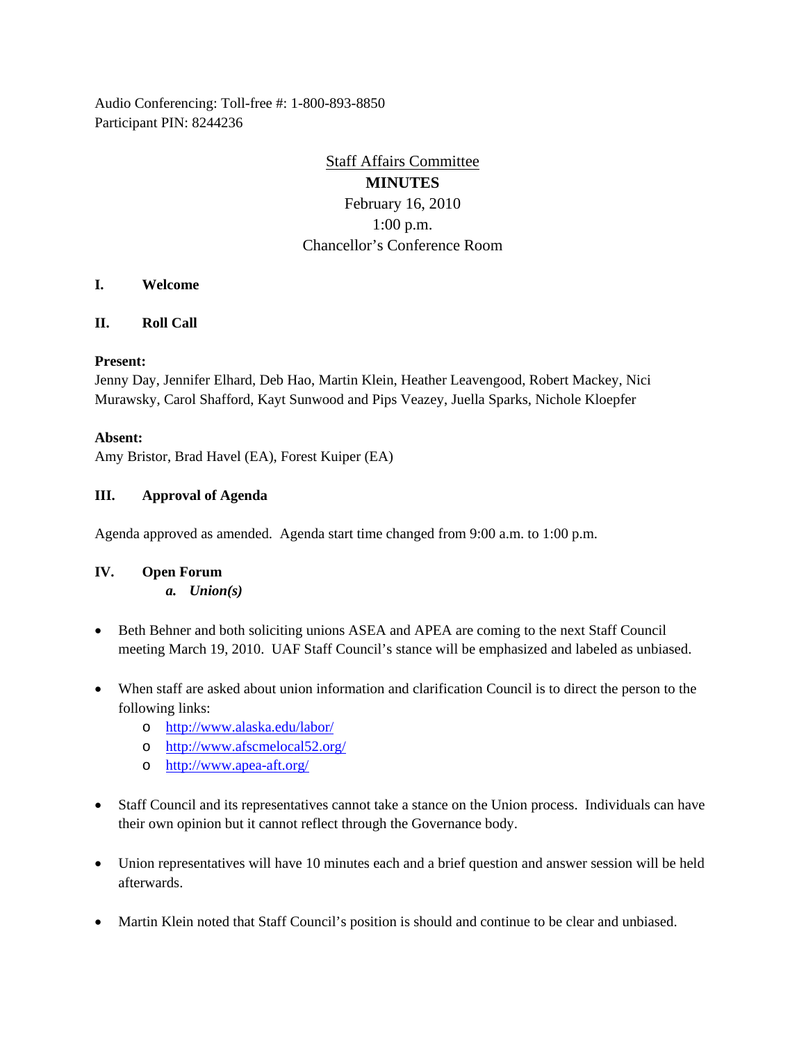Audio Conferencing: Toll-free #: 1-800-893-8850
Participant PIN: 8244236

# Staff Affairs Committee
**MINUTES**
February 16, 2010
1:00 p.m.
Chancellor's Conference Room

## I. Welcome

## II. Roll Call

**Present:**
Jenny Day, Jennifer Elhard, Deb Hao, Martin Klein, Heather Leavengood, Robert Mackey, Nici Murawsky, Carol Shafford, Kayt Sunwood and Pips Veazey, Juella Sparks, Nichole Kloepfer

**Absent:**
Amy Bristor, Brad Havel (EA), Forest Kuiper (EA)

## III. Approval of Agenda

Agenda approved as amended. Agenda start time changed from 9:00 a.m. to 1:00 p.m.

## IV. Open Forum

*a. Union(s)*

- Beth Behner and both soliciting unions ASEA and APEA are coming to the next Staff Council meeting March 19, 2010. UAF Staff Council's stance will be emphasized and labeled as unbiased.

- When staff are asked about union information and clarification Council is to direct the person to the following links:
  - http://www.alaska.edu/labor/
  - http://www.afscmelocal52.org/
  - http://www.apea-aft.org/

- Staff Council and its representatives cannot take a stance on the Union process. Individuals can have their own opinion but it cannot reflect through the Governance body.

- Union representatives will have 10 minutes each and a brief question and answer session will be held afterwards.

- Martin Klein noted that Staff Council's position is should and continue to be clear and unbiased.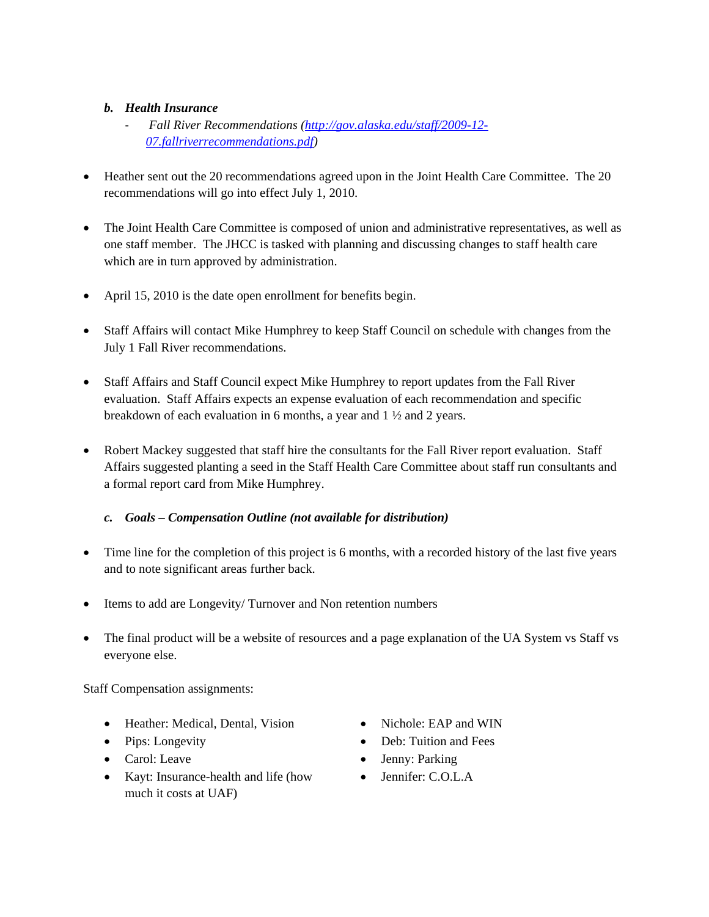***b. Health Insurance***

- *Fall River Recommendations ([http://gov.alaska.edu/staff/2009-12-07.fallriverrecommendations.pdf](http://gov.alaska.edu/staff/2009-12-07.fallriverrecommendations.pdf))*

- Heather sent out the 20 recommendations agreed upon in the Joint Health Care Committee. The 20 recommendations will go into effect July 1, 2010.

- The Joint Health Care Committee is composed of union and administrative representatives, as well as one staff member. The JHCC is tasked with planning and discussing changes to staff health care which are in turn approved by administration.

- April 15, 2010 is the date open enrollment for benefits begin.

- Staff Affairs will contact Mike Humphrey to keep Staff Council on schedule with changes from the July 1 Fall River recommendations.

- Staff Affairs and Staff Council expect Mike Humphrey to report updates from the Fall River evaluation. Staff Affairs expects an expense evaluation of each recommendation and specific breakdown of each evaluation in 6 months, a year and 1 ½ and 2 years.

- Robert Mackey suggested that staff hire the consultants for the Fall River report evaluation. Staff Affairs suggested planting a seed in the Staff Health Care Committee about staff run consultants and a formal report card from Mike Humphrey.

***c. Goals – Compensation Outline (not available for distribution)***

- Time line for the completion of this project is 6 months, with a recorded history of the last five years and to note significant areas further back.

- Items to add are Longevity/ Turnover and Non retention numbers

- The final product will be a website of resources and a page explanation of the UA System vs Staff vs everyone else.

Staff Compensation assignments:

- Heather: Medical, Dental, Vision
- Pips: Longevity
- Carol: Leave
- Kayt: Insurance-health and life (how much it costs at UAF)
- Nichole: EAP and WIN
- Deb: Tuition and Fees
- Jenny: Parking
- Jennifer: C.O.L.A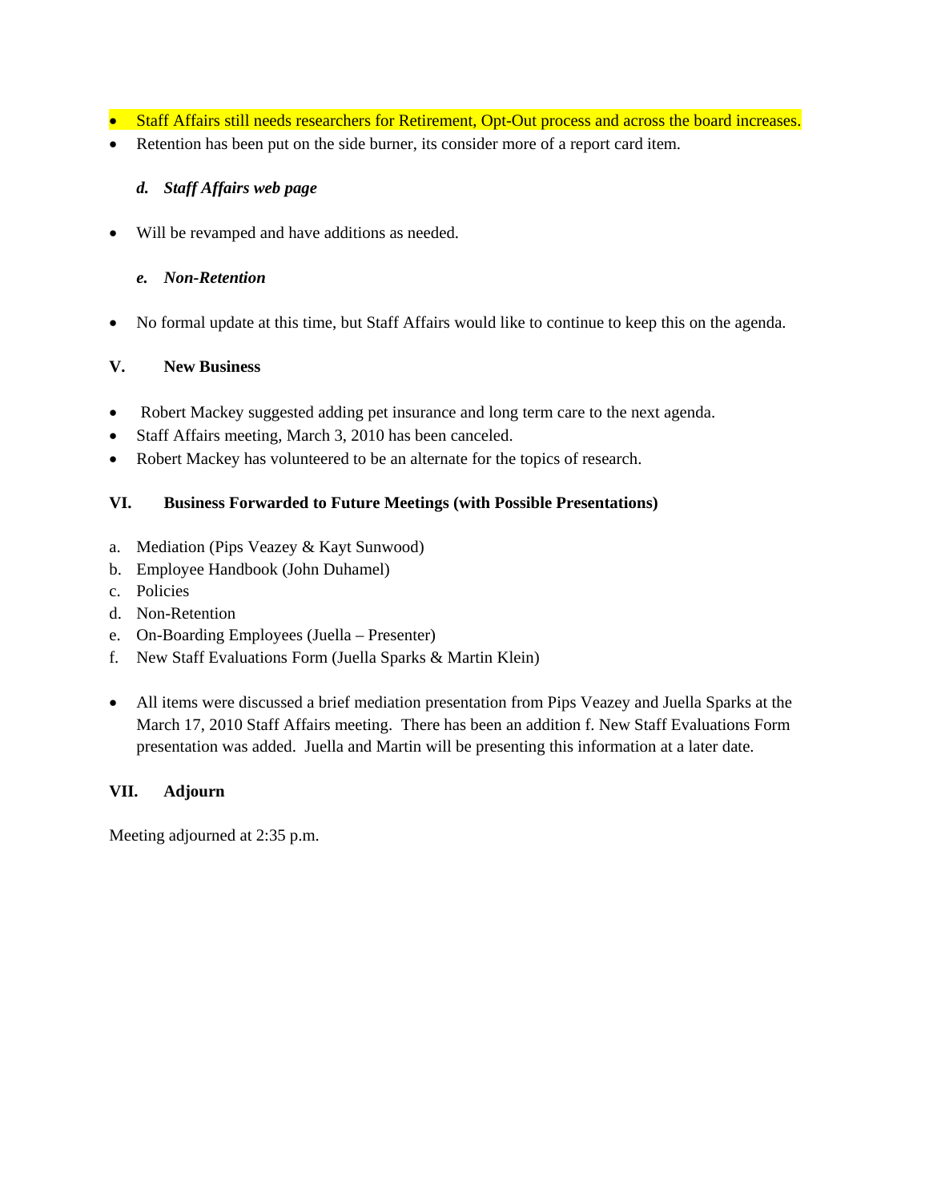- Staff Affairs still needs researchers for Retirement, Opt-Out process and across the board increases.
- Retention has been put on the side burner, its consider more of a report card item.

***d. Staff Affairs web page***

- Will be revamped and have additions as needed.

***e. Non-Retention***

- No formal update at this time, but Staff Affairs would like to continue to keep this on the agenda.

**V. New Business**

- Robert Mackey suggested adding pet insurance and long term care to the next agenda.
- Staff Affairs meeting, March 3, 2010 has been canceled.
- Robert Mackey has volunteered to be an alternate for the topics of research.

**VI. Business Forwarded to Future Meetings (with Possible Presentations)**

a. Mediation (Pips Veazey & Kayt Sunwood)
b. Employee Handbook (John Duhamel)
c. Policies
d. Non-Retention
e. On-Boarding Employees (Juella – Presenter)
f. New Staff Evaluations Form (Juella Sparks & Martin Klein)

- All items were discussed a brief mediation presentation from Pips Veazey and Juella Sparks at the March 17, 2010 Staff Affairs meeting. There has been an addition f. New Staff Evaluations Form presentation was added. Juella and Martin will be presenting this information at a later date.

**VII. Adjourn**

Meeting adjourned at 2:35 p.m.